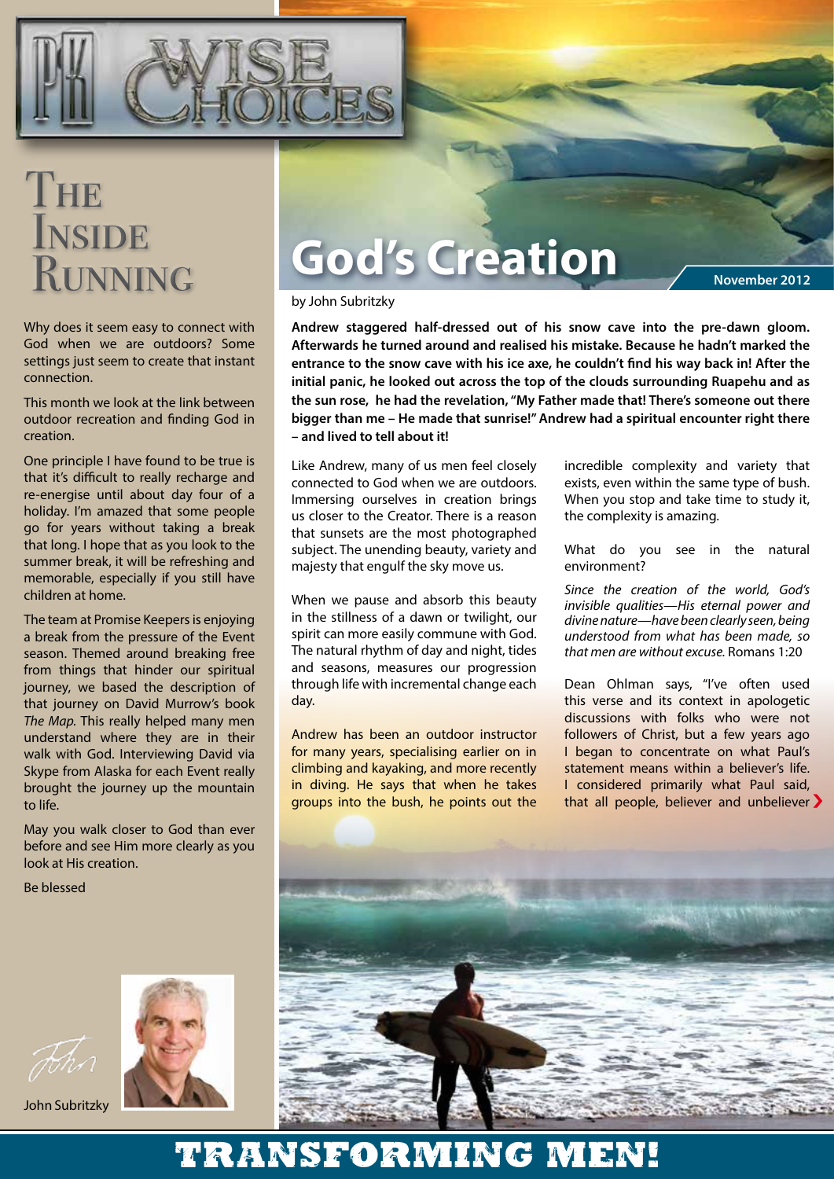# PK Wise Choices

## The Inside Running

Why does it seem easy to connect with God when we are outdoors? Some settings just seem to create that instant connection.

This month we look at the link between outdoor recreation and finding God in creation.

One principle I have found to be true is that it's difficult to really recharge and re-energise until about day four of a holiday. I'm amazed that some people go for years without taking a break that long. I hope that as you look to the summer break, it will be refreshing and memorable, especially if you still have children at home.

The team at Promise Keepers is enjoying a break from the pressure of the Event season. Themed around breaking free from things that hinder our spiritual journey, we based the description of that journey on David Murrow's book *The Map.* This really helped many men understand where they are in their walk with God. Interviewing David via Skype from Alaska for each Event really brought the journey up the mountain to life.

May you walk closer to God than ever before and see Him more clearly as you look at His creation.

Be blessed

John

John Subritzky

# God's Creation

November 2012

by John Subritzky

**Andrew staggered half-dressed out of his snow cave into the pre-dawn gloom. Afterwards he turned around and realised his mistake. Because he hadn't marked the entrance to the snow cave with his ice axe, he couldn't find his way back in! After the initial panic, he looked out across the top of the clouds surrounding Ruapehu and as the sun rose, he had the revelation, "My Father made that! There's someone out there bigger than me – He made that sunrise!" Andrew had a spiritual encounter right there – and lived to tell about it!**

Like Andrew, many of us men feel closely connected to God when we are outdoors. Immersing ourselves in creation brings us closer to the Creator. There is a reason that sunsets are the most photographed subject. The unending beauty, variety and majesty that engulf the sky move us.

When we pause and absorb this beauty in the stillness of a dawn or twilight, our spirit can more easily commune with God. The natural rhythm of day and night, tides and seasons, measures our progression through life with incremental change each day.

Andrew has been an outdoor instructor for many years, specialising earlier on in climbing and kayaking, and more recently in diving. He says that when he takes groups into the bush, he points out the incredible complexity and variety that exists, even within the same type of bush. When you stop and take time to study it, the complexity is amazing.

What do you see in the natural environment?

*Since the creation of the world, God's invisible qualities—His eternal power and divine nature—have been clearly seen, being understood from what has been made, so that men are without excuse.* Romans 1:20

Dean Ohlman says, "I've often used this verse and its context in apologetic discussions with folks who were not followers of Christ, but a few years ago I began to concentrate on what Paul's statement means within a believer's life. I considered primarily what Paul said, that all people, believer and unbeliever

**TRANSFORMING MEN!**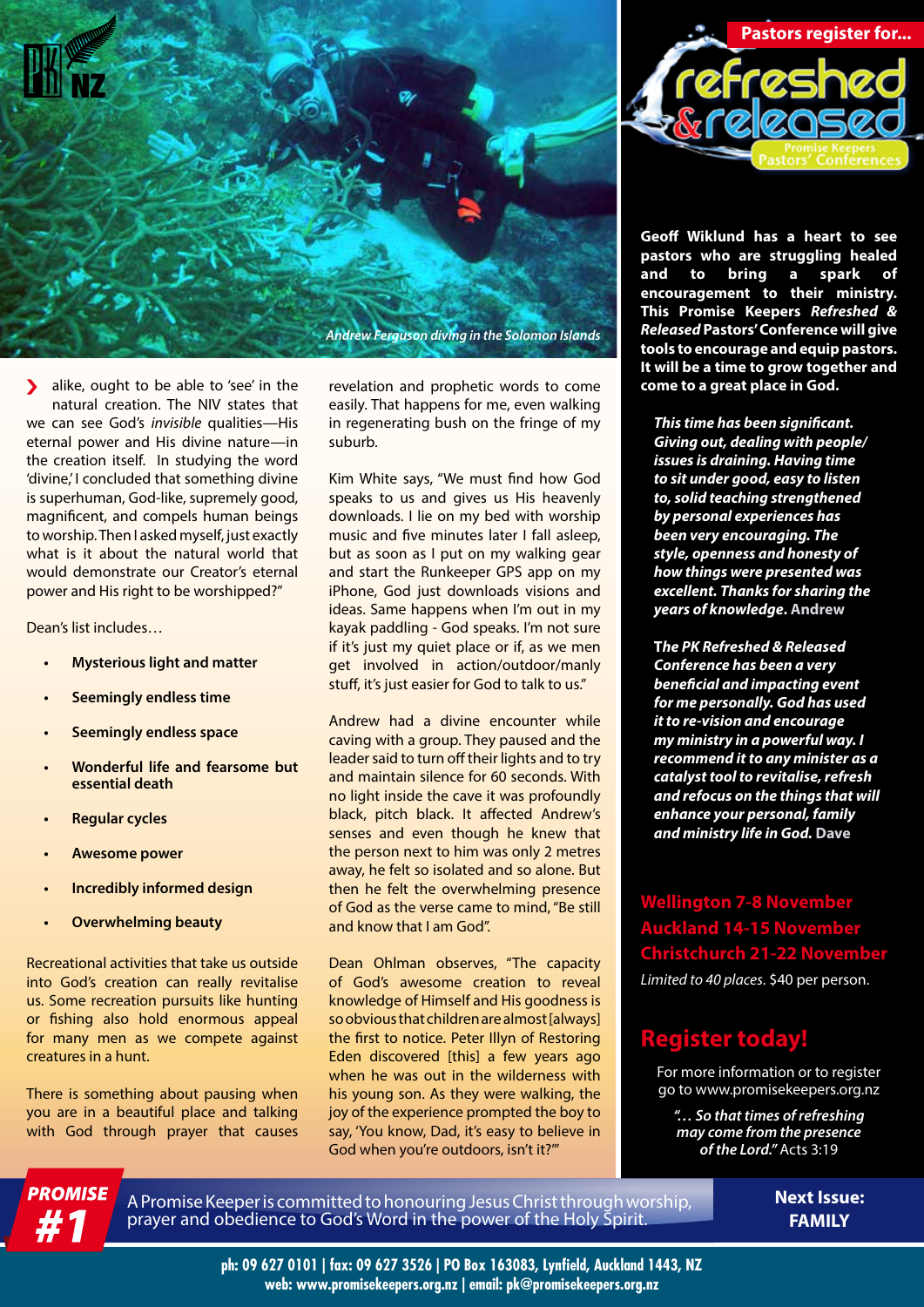*Andrew Ferguson diving in the Solomon Islands*

alike, ought to be able to 'see' in the natural creation. The NIV states that we can see God's *invisible* qualities—His eternal power and His divine nature—in the creation itself. In studying the word 'divine,' I concluded that something divine is superhuman, God-like, supremely good, magnificent, and compels human beings to worship. Then I asked myself, just exactly what is it about the natural world that would demonstrate our Creator's eternal power and His right to be worshipped?"

Dean's list includes…

- **Mysterious light and matter**
- **Seemingly endless time**
- **Seemingly endless space**
- **Wonderful life and fearsome but essential death**
- **Regular cycles**
- **Awesome power**
- **Incredibly informed design**
- **Overwhelming beauty**

Recreational activities that take us outside into God's creation can really revitalise us. Some recreation pursuits like hunting or fishing also hold enormous appeal for many men as we compete against creatures in a hunt.

There is something about pausing when you are in a beautiful place and talking with God through prayer that causes revelation and prophetic words to come easily. That happens for me, even walking in regenerating bush on the fringe of my suburb.

Kim White says, "We must find how God speaks to us and gives us His heavenly downloads. I lie on my bed with worship music and five minutes later I fall asleep, but as soon as I put on my walking gear and start the Runkeeper GPS app on my iPhone, God just downloads visions and ideas. Same happens when I'm out in my kayak paddling - God speaks. I'm not sure if it's just my quiet place or if, as we men get involved in action/outdoor/manly stuff, it's just easier for God to talk to us."

Andrew had a divine encounter while caving with a group. They paused and the leader said to turn off their lights and to try and maintain silence for 60 seconds. With no light inside the cave it was profoundly black, pitch black. It affected Andrew's senses and even though he knew that the person next to him was only 2 metres away, he felt so isolated and so alone. But then he felt the overwhelming presence of God as the verse came to mind, "Be still and know that I am God".

Dean Ohlman observes, "The capacity of God's awesome creation to reveal knowledge of Himself and His goodness is so obvious that children are almost [always] the first to notice. Peter Illyn of Restoring Eden discovered [this] a few years ago when he was out in the wilderness with his young son. As they were walking, the joy of the experience prompted the boy to say, 'You know, Dad, it's easy to believe in God when you're outdoors, isn't it?'"

## Pastors register for... refreshed & released

Promise Keepers Pastors' Conferences

**Geoff Wiklund has a heart to see pastors who are struggling healed and to bring a spark of encouragement to their ministry. This Promise Keepers *Refreshed & Released* Pastors' Conference will give tools to encourage and equip pastors. It will be a time to grow together and come to a great place in God.**

***This time has been significant. Giving out, dealing with people/ issues is draining. Having time to sit under good, easy to listen to, solid teaching strengthened by personal experiences has been very encouraging. The style, openness and honesty of how things were presented was excellent. Thanks for sharing the years of knowledge.* Andrew**

***The PK Refreshed & Released Conference has been a very beneficial and impacting event for me personally. God has used it to re-vision and encourage my ministry in a powerful way. I recommend it to any minister as a catalyst tool to revitalise, refresh and refocus on the things that will enhance your personal, family and ministry life in God.* Dave**

**Wellington 7-8 November**
**Auckland 14-15 November**
**Christchurch 21-22 November**

*Limited to 40 places*. $40 per person.

## Register today!

For more information or to register go to www.promisekeepers.org.nz

*"… So that times of refreshing may come from the presence of the Lord."* Acts 3:19

**PROMISE #1** A Promise Keeper is committed to honouring Jesus Christ through worship, prayer and obedience to God's Word in the power of the Holy Spirit.

**Next Issue: FAMILY**

**ph: 09 627 0101 | fax: 09 627 3526 | PO Box 163083, Lynfield, Auckland 1443, NZ**
**web: www.promisekeepers.org.nz | email: pk@promisekeepers.org.nz**